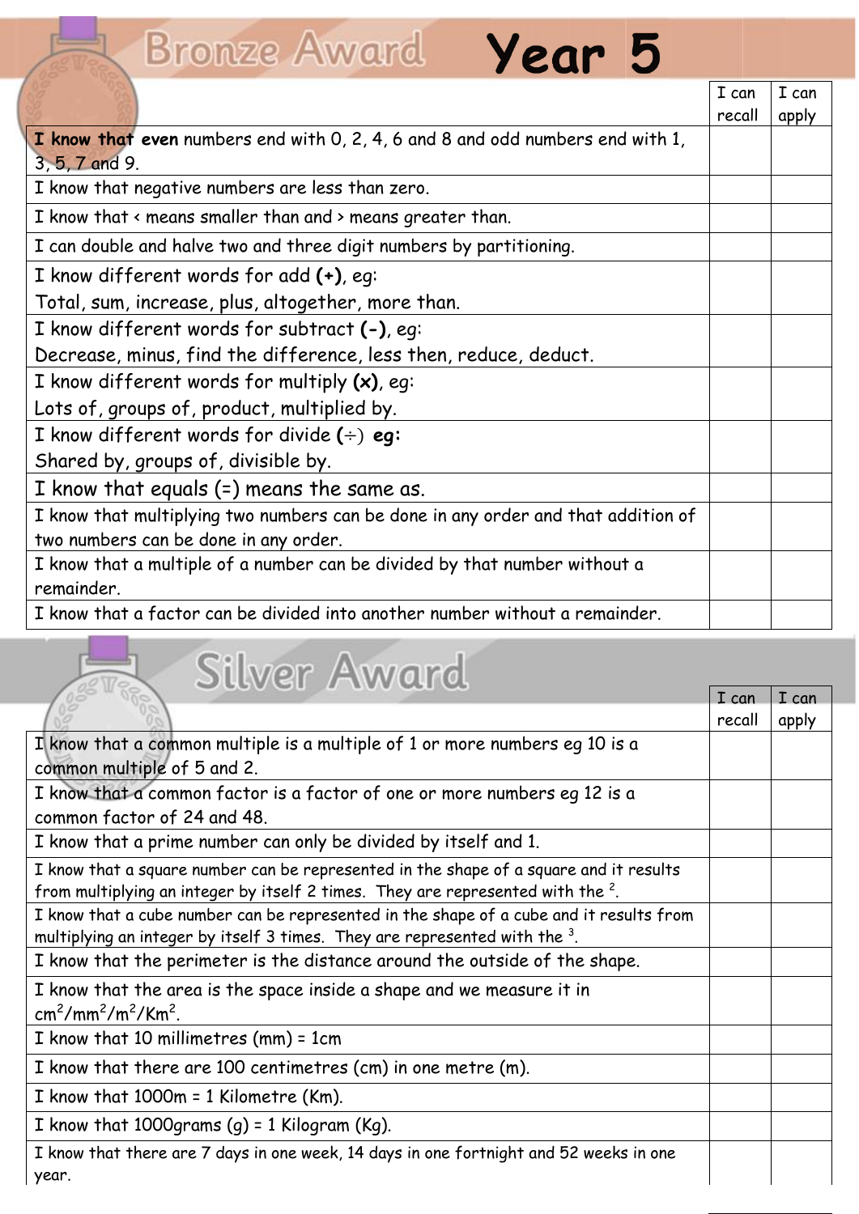# Bronze Award Year 5

| | I can recall | I can apply |
|---|---|---|
| **I know that even** numbers end with 0, 2, 4, 6 and 8 and odd numbers end with 1, 3, 5, 7 and 9. | | |
| I know that negative numbers are less than zero. | | |
| I know that < means smaller than and > means greater than. | | |
| I can double and halve two and three digit numbers by partitioning. | | |
| I know different words for add **(+)**, eg: Total, sum, increase, plus, altogether, more than. | | |
| I know different words for subtract **(-)**, eg: Decrease, minus, find the difference, less then, reduce, deduct. | | |
| I know different words for multiply **(x)**, eg: Lots of, groups of, product, multiplied by. | | |
| I know different words for divide **(÷) eg:** Shared by, groups of, divisible by. | | |
| I know that equals (=) means the same as. | | |
| I know that multiplying two numbers can be done in any order and that addition of two numbers can be done in any order. | | |
| I know that a multiple of a number can be divided by that number without a remainder. | | |
| I know that a factor can be divided into another number without a remainder. | | |

# Silver Award

| | I can recall | I can apply |
|---|---|---|
| I know that a common multiple is a multiple of 1 or more numbers eg 10 is a common multiple of 5 and 2. | | |
| I know that a common factor is a factor of one or more numbers eg 12 is a common factor of 24 and 48. | | |
| I know that a prime number can only be divided by itself and 1. | | |
| I know that a square number can be represented in the shape of a square and it results from multiplying an integer by itself 2 times. They are represented with the $^2$. | | |
| I know that a cube number can be represented in the shape of a cube and it results from multiplying an integer by itself 3 times. They are represented with the $^3$. | | |
| I know that the perimeter is the distance around the outside of the shape. | | |
| I know that the area is the space inside a shape and we measure it in $cm^2$/$mm^2$/$m^2$/$Km^2$. | | |
| I know that 10 millimetres (mm) = 1cm | | |
| I know that there are 100 centimetres (cm) in one metre (m). | | |
| I know that 1000m = 1 Kilometre (Km). | | |
| I know that 1000grams (g) = 1 Kilogram (Kg). | | |
| I know that there are 7 days in one week, 14 days in one fortnight and 52 weeks in one year. | | |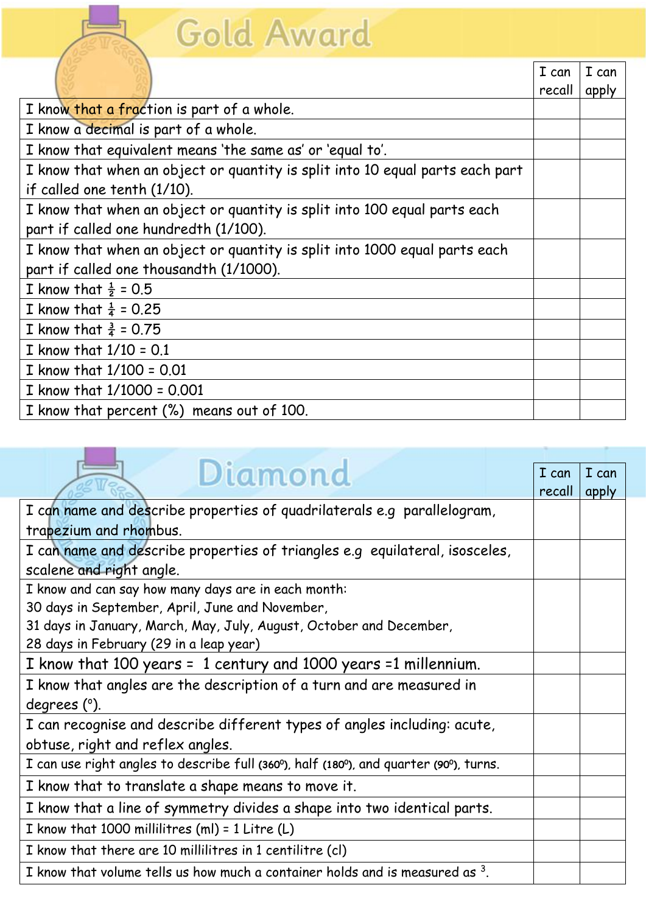# Gold Award

| | I can recall | I can apply |
|---|---|---|
| I know that a fraction is part of a whole. | | |
| I know a decimal is part of a whole. | | |
| I know that equivalent means 'the same as' or 'equal to'. | | |
| I know that when an object or quantity is split into 10 equal parts each part if called one tenth (1/10). | | |
| I know that when an object or quantity is split into 100 equal parts each part if called one hundredth (1/100). | | |
| I know that when an object or quantity is split into 1000 equal parts each part if called one thousandth (1/1000). | | |
| I know that $\frac{1}{2}$ = 0.5 | | |
| I know that $\frac{1}{4}$ = 0.25 | | |
| I know that $\frac{3}{4}$ = 0.75 | | |
| I know that 1/10 = 0.1 | | |
| I know that 1/100 = 0.01 | | |
| I know that 1/1000 = 0.001 | | |
| I know that percent (%) means out of 100. | | |

# Diamond

| | I can recall | I can apply |
|---|---|---|
| I can name and describe properties of quadrilaterals e.g parallelogram, trapezium and rhombus. | | |
| I can name and describe properties of triangles e.g equilateral, isosceles, scalene and right angle. | | |
| I know and can say how many days are in each month: 30 days in September, April, June and November, 31 days in January, March, May, July, August, October and December, 28 days in February (29 in a leap year) | | |
| I know that 100 years = 1 century and 1000 years =1 millennium. | | |
| I know that angles are the description of a turn and are measured in degrees (°). | | |
| I can recognise and describe different types of angles including: acute, obtuse, right and reflex angles. | | |
| I can use right angles to describe full (360°), half (180°), and quarter (90°), turns. | | |
| I know that to translate a shape means to move it. | | |
| I know that a line of symmetry divides a shape into two identical parts. | | |
| I know that 1000 millilitres (ml) = 1 Litre (L) | | |
| I know that there are 10 millilitres in 1 centilitre (cl) | | |
| I know that volume tells us how much a container holds and is measured as $^3$. | | |